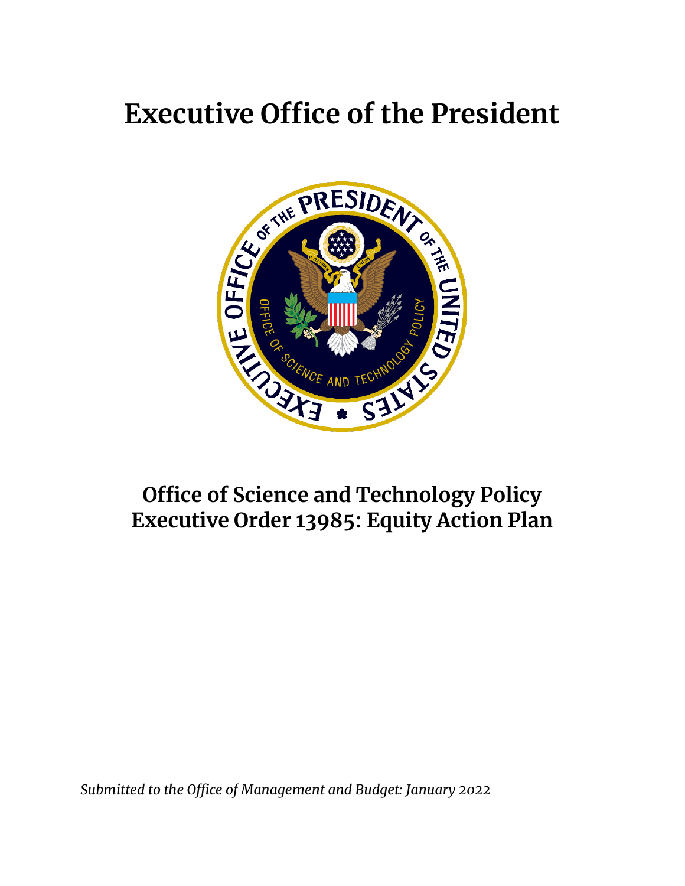# Executive Office of the President

## Office of Science and Technology Policy
## Executive Order 13985: Equity Action Plan

*Submitted to the Office of Management and Budget: January 2022*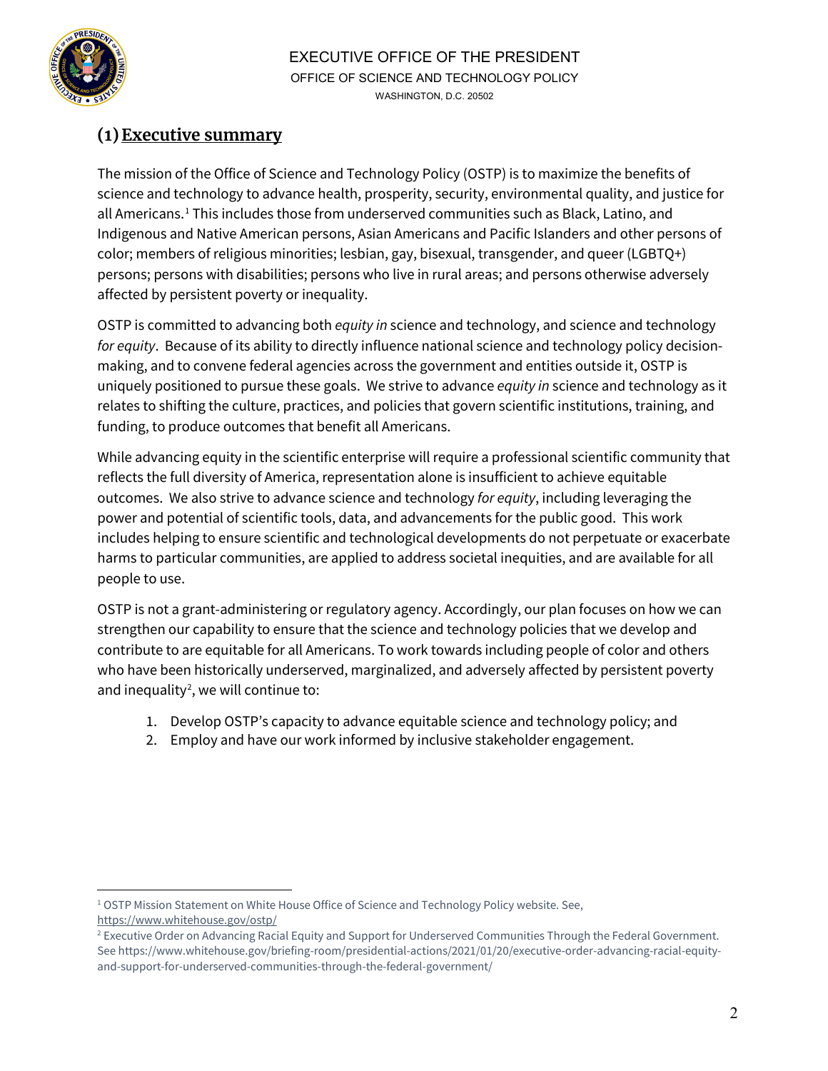EXECUTIVE OFFICE OF THE PRESIDENT
OFFICE OF SCIENCE AND TECHNOLOGY POLICY
WASHINGTON, D.C. 20502

## (1) Executive summary

The mission of the Office of Science and Technology Policy (OSTP) is to maximize the benefits of science and technology to advance health, prosperity, security, environmental quality, and justice for all Americans.[1] This includes those from underserved communities such as Black, Latino, and Indigenous and Native American persons, Asian Americans and Pacific Islanders and other persons of color; members of religious minorities; lesbian, gay, bisexual, transgender, and queer (LGBTQ+) persons; persons with disabilities; persons who live in rural areas; and persons otherwise adversely affected by persistent poverty or inequality.

OSTP is committed to advancing both *equity in* science and technology, and science and technology *for equity*. Because of its ability to directly influence national science and technology policy decision-making, and to convene federal agencies across the government and entities outside it, OSTP is uniquely positioned to pursue these goals. We strive to advance *equity in* science and technology as it relates to shifting the culture, practices, and policies that govern scientific institutions, training, and funding, to produce outcomes that benefit all Americans.

While advancing equity in the scientific enterprise will require a professional scientific community that reflects the full diversity of America, representation alone is insufficient to achieve equitable outcomes. We also strive to advance science and technology *for equity*, including leveraging the power and potential of scientific tools, data, and advancements for the public good. This work includes helping to ensure scientific and technological developments do not perpetuate or exacerbate harms to particular communities, are applied to address societal inequities, and are available for all people to use.

OSTP is not a grant-administering or regulatory agency. Accordingly, our plan focuses on how we can strengthen our capability to ensure that the science and technology policies that we develop and contribute to are equitable for all Americans. To work towards including people of color and others who have been historically underserved, marginalized, and adversely affected by persistent poverty and inequality[2], we will continue to:

1. Develop OSTP's capacity to advance equitable science and technology policy; and
2. Employ and have our work informed by inclusive stakeholder engagement.

---

[1] OSTP Mission Statement on White House Office of Science and Technology Policy website. See, https://www.whitehouse.gov/ostp/

[2] Executive Order on Advancing Racial Equity and Support for Underserved Communities Through the Federal Government. See https://www.whitehouse.gov/briefing-room/presidential-actions/2021/01/20/executive-order-advancing-racial-equity-and-support-for-underserved-communities-through-the-federal-government/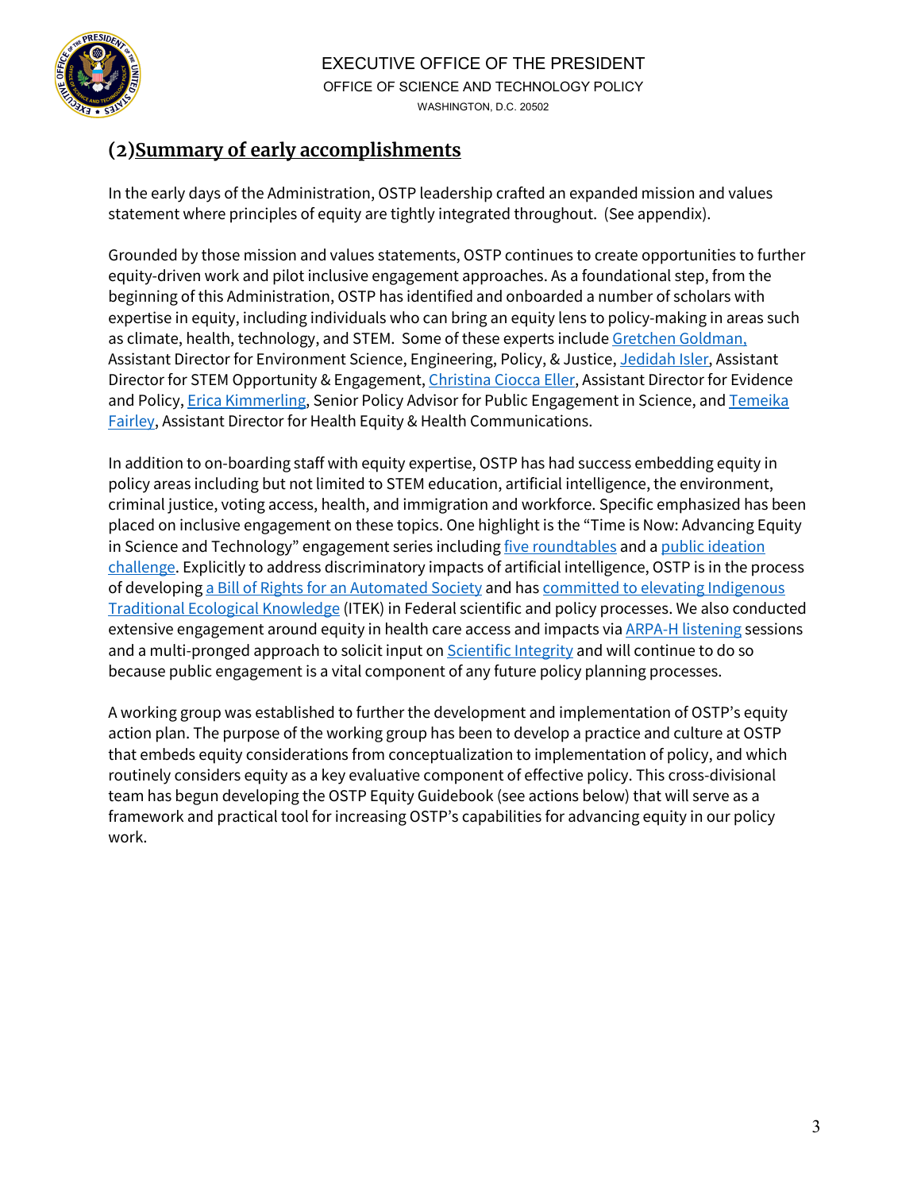## (2) Summary of early accomplishments

In the early days of the Administration, OSTP leadership crafted an expanded mission and values statement where principles of equity are tightly integrated throughout. (See appendix).

Grounded by those mission and values statements, OSTP continues to create opportunities to further equity-driven work and pilot inclusive engagement approaches. As a foundational step, from the beginning of this Administration, OSTP has identified and onboarded a number of scholars with expertise in equity, including individuals who can bring an equity lens to policy-making in areas such as climate, health, technology, and STEM. Some of these experts include Gretchen Goldman, Assistant Director for Environment Science, Engineering, Policy, & Justice, Jedidah Isler, Assistant Director for STEM Opportunity & Engagement, Christina Ciocca Eller, Assistant Director for Evidence and Policy, Erica Kimmerling, Senior Policy Advisor for Public Engagement in Science, and Temeika Fairley, Assistant Director for Health Equity & Health Communications.

In addition to on-boarding staff with equity expertise, OSTP has had success embedding equity in policy areas including but not limited to STEM education, artificial intelligence, the environment, criminal justice, voting access, health, and immigration and workforce. Specific emphasized has been placed on inclusive engagement on these topics. One highlight is the "Time is Now: Advancing Equity in Science and Technology" engagement series including five roundtables and a public ideation challenge. Explicitly to address discriminatory impacts of artificial intelligence, OSTP is in the process of developing a Bill of Rights for an Automated Society and has committed to elevating Indigenous Traditional Ecological Knowledge (ITEK) in Federal scientific and policy processes. We also conducted extensive engagement around equity in health care access and impacts via ARPA-H listening sessions and a multi-pronged approach to solicit input on Scientific Integrity and will continue to do so because public engagement is a vital component of any future policy planning processes.

A working group was established to further the development and implementation of OSTP's equity action plan. The purpose of the working group has been to develop a practice and culture at OSTP that embeds equity considerations from conceptualization to implementation of policy, and which routinely considers equity as a key evaluative component of effective policy. This cross-divisional team has begun developing the OSTP Equity Guidebook (see actions below) that will serve as a framework and practical tool for increasing OSTP's capabilities for advancing equity in our policy work.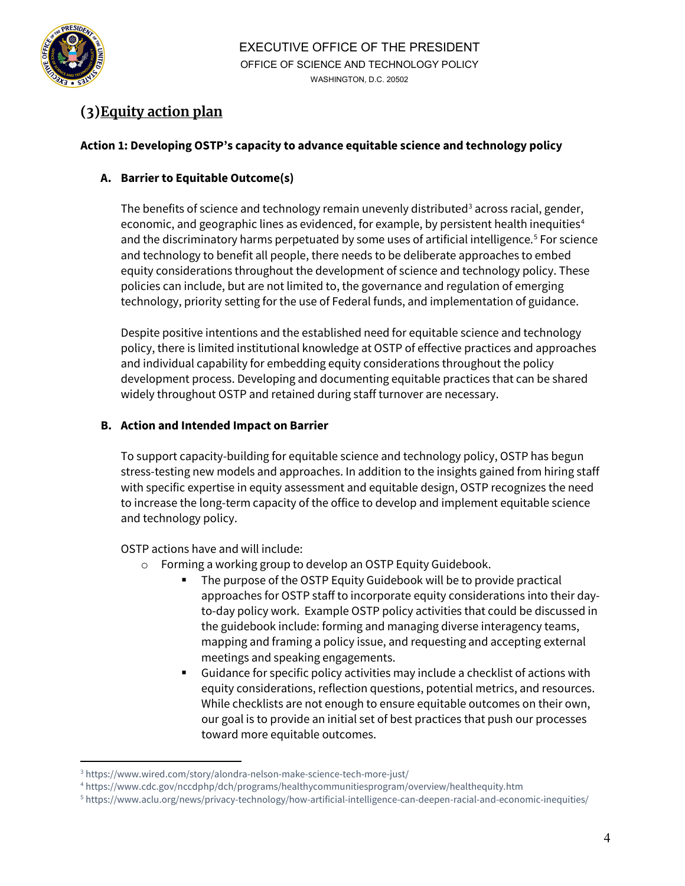EXECUTIVE OFFICE OF THE PRESIDENT
OFFICE OF SCIENCE AND TECHNOLOGY POLICY
WASHINGTON, D.C. 20502

## (3) Equity action plan

**Action 1: Developing OSTP's capacity to advance equitable science and technology policy**

### A. Barrier to Equitable Outcome(s)

The benefits of science and technology remain unevenly distributed[3] across racial, gender, economic, and geographic lines as evidenced, for example, by persistent health inequities[4] and the discriminatory harms perpetuated by some uses of artificial intelligence.[5] For science and technology to benefit all people, there needs to be deliberate approaches to embed equity considerations throughout the development of science and technology policy. These policies can include, but are not limited to, the governance and regulation of emerging technology, priority setting for the use of Federal funds, and implementation of guidance.

Despite positive intentions and the established need for equitable science and technology policy, there is limited institutional knowledge at OSTP of effective practices and approaches and individual capability for embedding equity considerations throughout the policy development process. Developing and documenting equitable practices that can be shared widely throughout OSTP and retained during staff turnover are necessary.

### B. Action and Intended Impact on Barrier

To support capacity-building for equitable science and technology policy, OSTP has begun stress-testing new models and approaches. In addition to the insights gained from hiring staff with specific expertise in equity assessment and equitable design, OSTP recognizes the need to increase the long-term capacity of the office to develop and implement equitable science and technology policy.

OSTP actions have and will include:

- Forming a working group to develop an OSTP Equity Guidebook.
  - The purpose of the OSTP Equity Guidebook will be to provide practical approaches for OSTP staff to incorporate equity considerations into their day-to-day policy work. Example OSTP policy activities that could be discussed in the guidebook include: forming and managing diverse interagency teams, mapping and framing a policy issue, and requesting and accepting external meetings and speaking engagements.
  - Guidance for specific policy activities may include a checklist of actions with equity considerations, reflection questions, potential metrics, and resources. While checklists are not enough to ensure equitable outcomes on their own, our goal is to provide an initial set of best practices that push our processes toward more equitable outcomes.

---

[3] https://www.wired.com/story/alondra-nelson-make-science-tech-more-just/
[4] https://www.cdc.gov/nccdphp/dch/programs/healthycommunitiesprogram/overview/healthequity.htm
[5] https://www.aclu.org/news/privacy-technology/how-artificial-intelligence-can-deepen-racial-and-economic-inequities/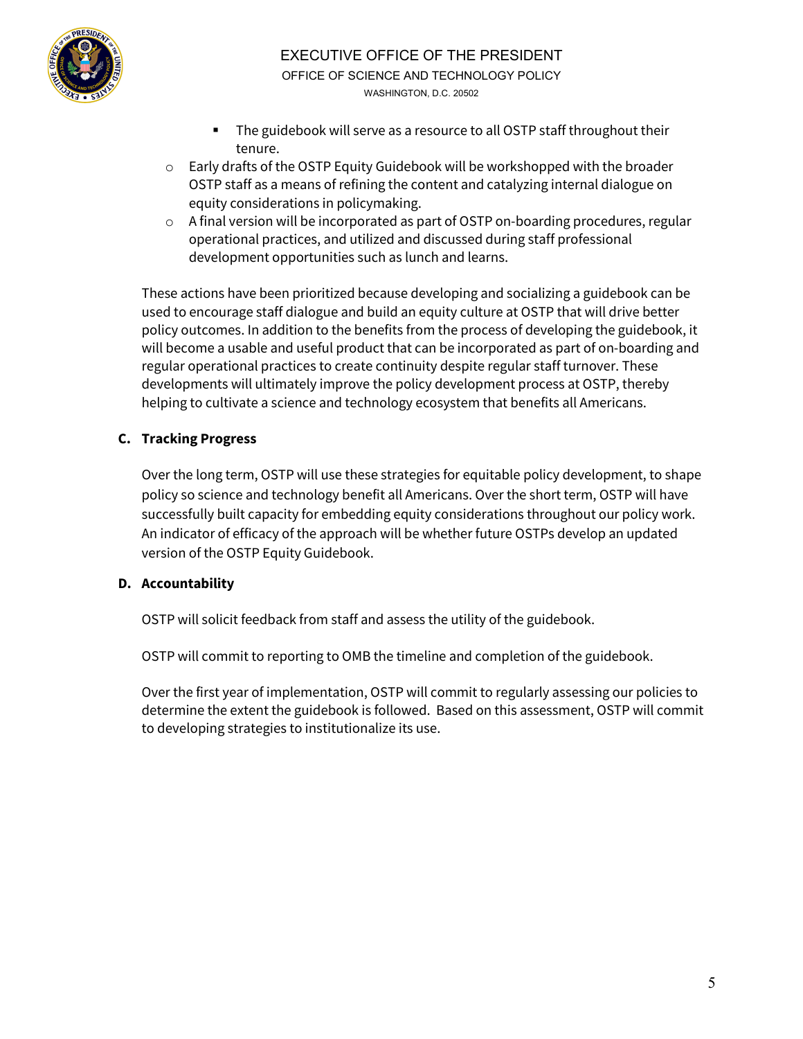- The guidebook will serve as a resource to all OSTP staff throughout their tenure.
  - Early drafts of the OSTP Equity Guidebook will be workshopped with the broader OSTP staff as a means of refining the content and catalyzing internal dialogue on equity considerations in policymaking.
  - A final version will be incorporated as part of OSTP on-boarding procedures, regular operational practices, and utilized and discussed during staff professional development opportunities such as lunch and learns.

These actions have been prioritized because developing and socializing a guidebook can be used to encourage staff dialogue and build an equity culture at OSTP that will drive better policy outcomes. In addition to the benefits from the process of developing the guidebook, it will become a usable and useful product that can be incorporated as part of on-boarding and regular operational practices to create continuity despite regular staff turnover. These developments will ultimately improve the policy development process at OSTP, thereby helping to cultivate a science and technology ecosystem that benefits all Americans.

### C. Tracking Progress

Over the long term, OSTP will use these strategies for equitable policy development, to shape policy so science and technology benefit all Americans. Over the short term, OSTP will have successfully built capacity for embedding equity considerations throughout our policy work. An indicator of efficacy of the approach will be whether future OSTPs develop an updated version of the OSTP Equity Guidebook.

### D. Accountability

OSTP will solicit feedback from staff and assess the utility of the guidebook.

OSTP will commit to reporting to OMB the timeline and completion of the guidebook.

Over the first year of implementation, OSTP will commit to regularly assessing our policies to determine the extent the guidebook is followed. Based on this assessment, OSTP will commit to developing strategies to institutionalize its use.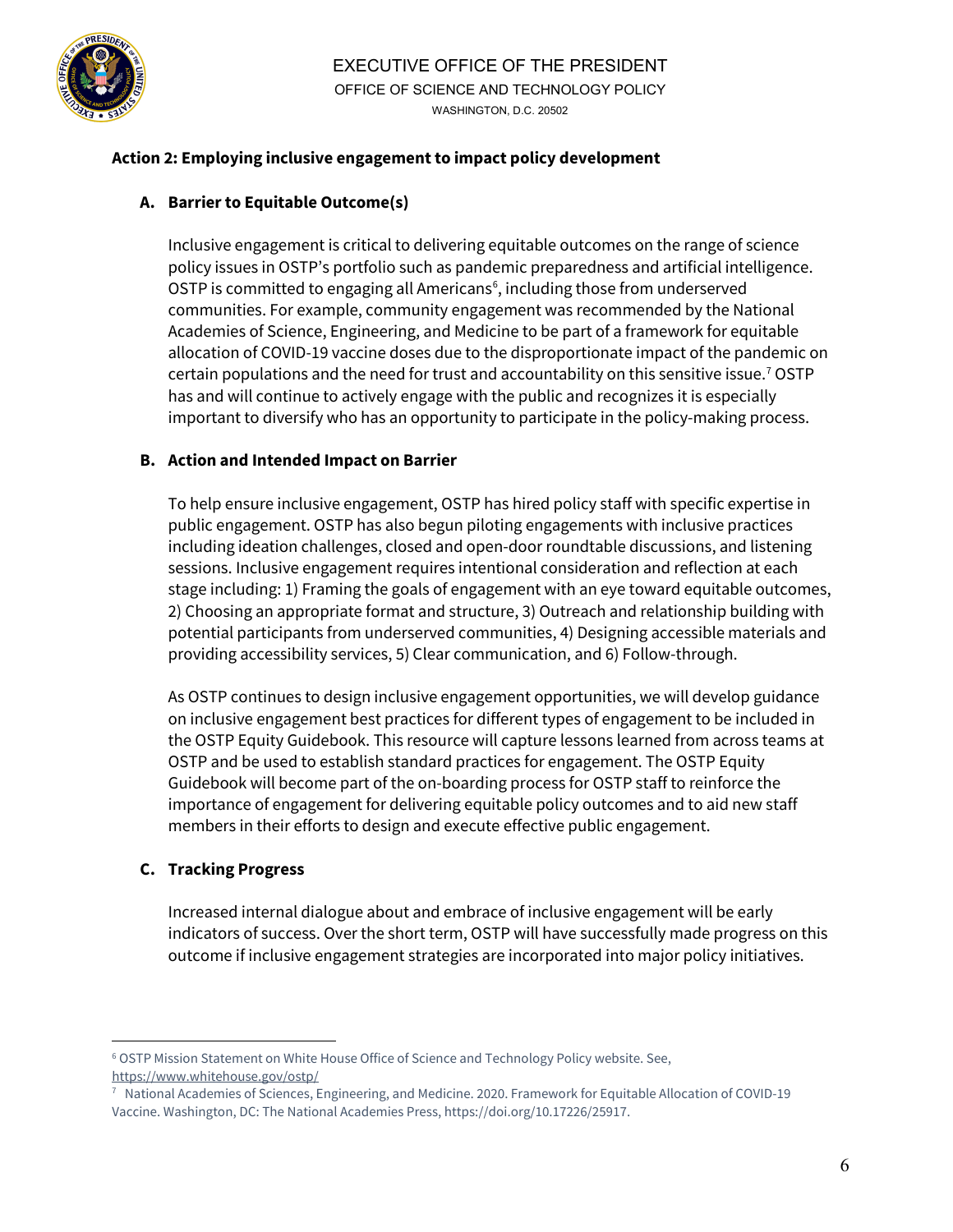### Action 2: Employing inclusive engagement to impact policy development

**A. Barrier to Equitable Outcome(s)**

Inclusive engagement is critical to delivering equitable outcomes on the range of science policy issues in OSTP's portfolio such as pandemic preparedness and artificial intelligence. OSTP is committed to engaging all Americans[6], including those from underserved communities. For example, community engagement was recommended by the National Academies of Science, Engineering, and Medicine to be part of a framework for equitable allocation of COVID-19 vaccine doses due to the disproportionate impact of the pandemic on certain populations and the need for trust and accountability on this sensitive issue.[7] OSTP has and will continue to actively engage with the public and recognizes it is especially important to diversify who has an opportunity to participate in the policy-making process.

**B. Action and Intended Impact on Barrier**

To help ensure inclusive engagement, OSTP has hired policy staff with specific expertise in public engagement. OSTP has also begun piloting engagements with inclusive practices including ideation challenges, closed and open-door roundtable discussions, and listening sessions. Inclusive engagement requires intentional consideration and reflection at each stage including: 1) Framing the goals of engagement with an eye toward equitable outcomes, 2) Choosing an appropriate format and structure, 3) Outreach and relationship building with potential participants from underserved communities, 4) Designing accessible materials and providing accessibility services, 5) Clear communication, and 6) Follow-through.

As OSTP continues to design inclusive engagement opportunities, we will develop guidance on inclusive engagement best practices for different types of engagement to be included in the OSTP Equity Guidebook. This resource will capture lessons learned from across teams at OSTP and be used to establish standard practices for engagement. The OSTP Equity Guidebook will become part of the on-boarding process for OSTP staff to reinforce the importance of engagement for delivering equitable policy outcomes and to aid new staff members in their efforts to design and execute effective public engagement.

**C. Tracking Progress**

Increased internal dialogue about and embrace of inclusive engagement will be early indicators of success. Over the short term, OSTP will have successfully made progress on this outcome if inclusive engagement strategies are incorporated into major policy initiatives.

---

[6] OSTP Mission Statement on White House Office of Science and Technology Policy website. See, https://www.whitehouse.gov/ostp/

[7] National Academies of Sciences, Engineering, and Medicine. 2020. Framework for Equitable Allocation of COVID-19 Vaccine. Washington, DC: The National Academies Press, https://doi.org/10.17226/25917.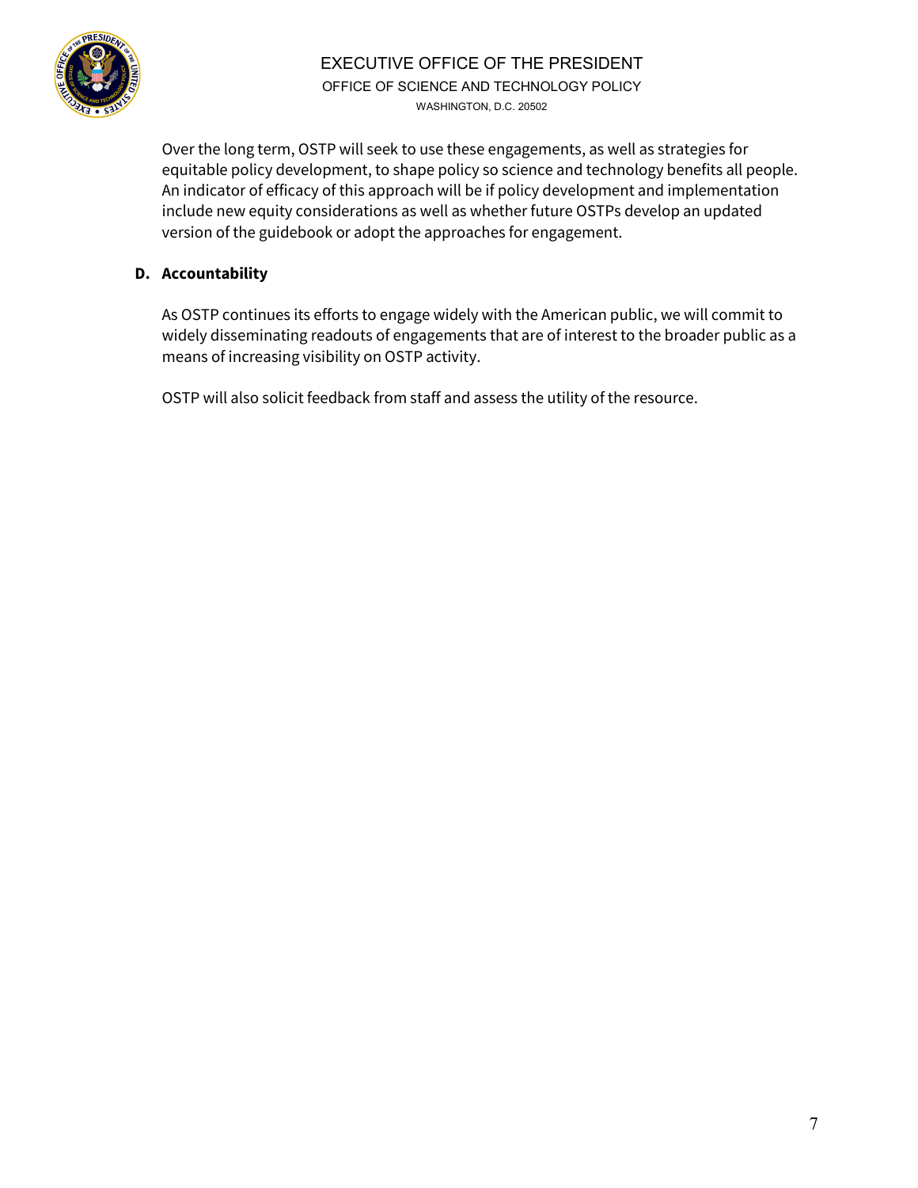Over the long term, OSTP will seek to use these engagements, as well as strategies for equitable policy development, to shape policy so science and technology benefits all people. An indicator of efficacy of this approach will be if policy development and implementation include new equity considerations as well as whether future OSTPs develop an updated version of the guidebook or adopt the approaches for engagement.

**D. Accountability**

As OSTP continues its efforts to engage widely with the American public, we will commit to widely disseminating readouts of engagements that are of interest to the broader public as a means of increasing visibility on OSTP activity.

OSTP will also solicit feedback from staff and assess the utility of the resource.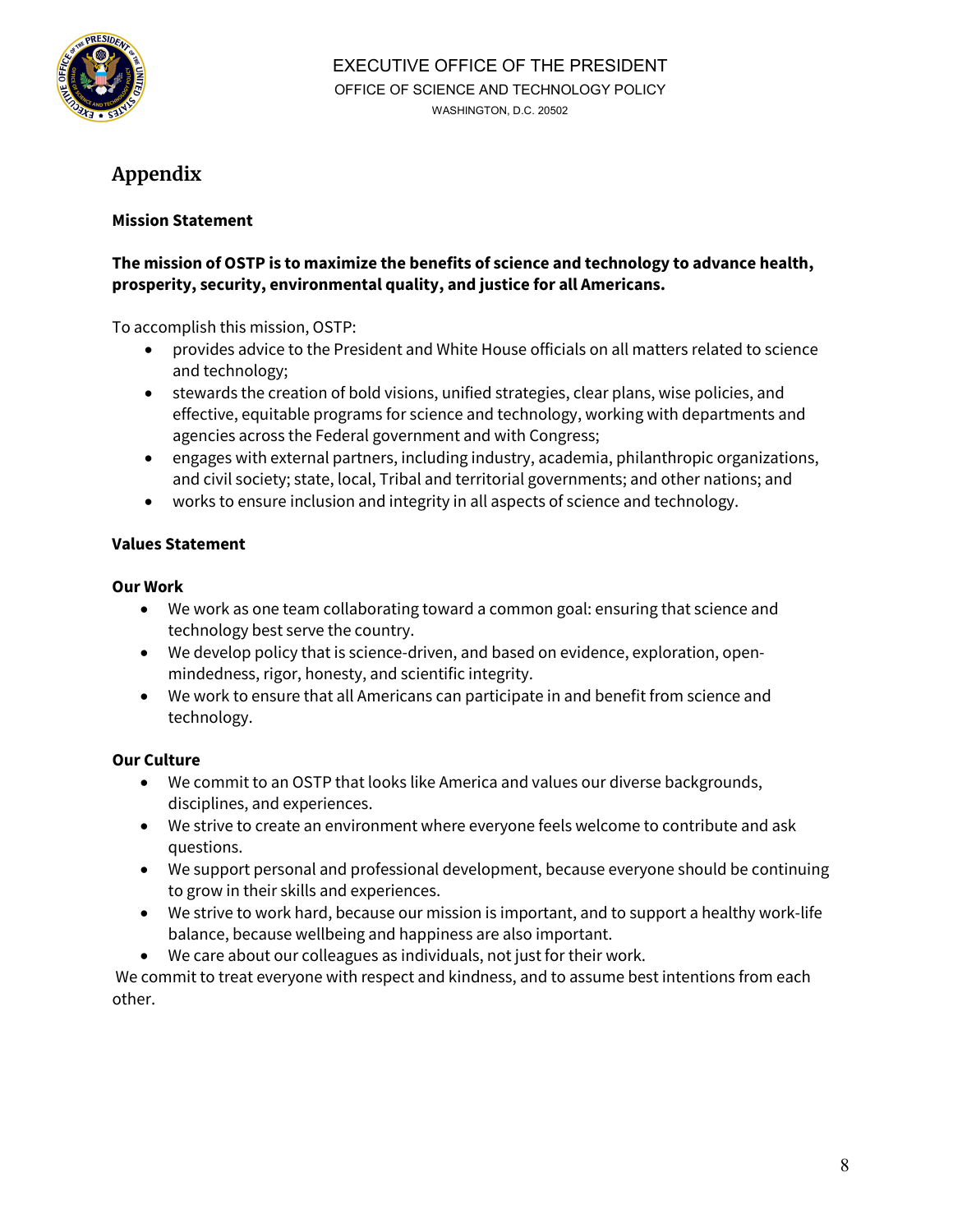# Appendix

**Mission Statement**

**The mission of OSTP is to maximize the benefits of science and technology to advance health, prosperity, security, environmental quality, and justice for all Americans.**

To accomplish this mission, OSTP:

- provides advice to the President and White House officials on all matters related to science and technology;
- stewards the creation of bold visions, unified strategies, clear plans, wise policies, and effective, equitable programs for science and technology, working with departments and agencies across the Federal government and with Congress;
- engages with external partners, including industry, academia, philanthropic organizations, and civil society; state, local, Tribal and territorial governments; and other nations; and
- works to ensure inclusion and integrity in all aspects of science and technology.

**Values Statement**

**Our Work**

- We work as one team collaborating toward a common goal: ensuring that science and technology best serve the country.
- We develop policy that is science-driven, and based on evidence, exploration, open-mindedness, rigor, honesty, and scientific integrity.
- We work to ensure that all Americans can participate in and benefit from science and technology.

**Our Culture**

- We commit to an OSTP that looks like America and values our diverse backgrounds, disciplines, and experiences.
- We strive to create an environment where everyone feels welcome to contribute and ask questions.
- We support personal and professional development, because everyone should be continuing to grow in their skills and experiences.
- We strive to work hard, because our mission is important, and to support a healthy work-life balance, because wellbeing and happiness are also important.
- We care about our colleagues as individuals, not just for their work.

We commit to treat everyone with respect and kindness, and to assume best intentions from each other.